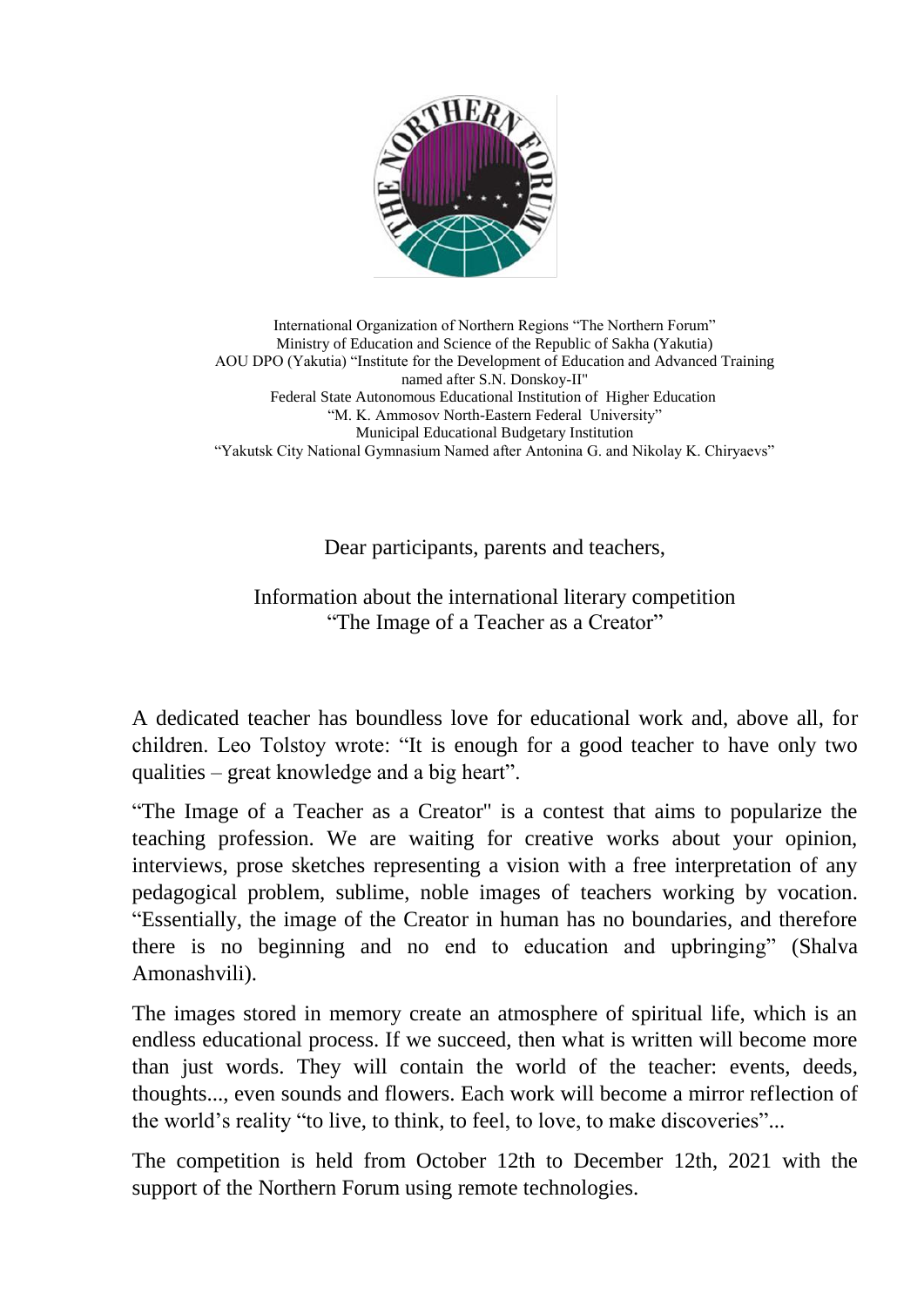International Organization of Northern Regions "The Northern Forum"
Ministry of Education and Science of the Republic of Sakha (Yakutia)
AOU DPO (Yakutia) "Institute for the Development of Education and Advanced Training named after S.N. Donskoy-II"
Federal State Autonomous Educational Institution of Higher Education
"M. K. Ammosov North-Eastern Federal University"
Municipal Educational Budgetary Institution
"Yakutsk City National Gymnasium Named after Antonina G. and Nikolay K. Chiryaevs"

Dear participants, parents and teachers,

## Information about the international literary competition "The Image of a Teacher as a Creator"

A dedicated teacher has boundless love for educational work and, above all, for children. Leo Tolstoy wrote: "It is enough for a good teacher to have only two qualities – great knowledge and a big heart".

"The Image of a Teacher as a Creator" is a contest that aims to popularize the teaching profession. We are waiting for creative works about your opinion, interviews, prose sketches representing a vision with a free interpretation of any pedagogical problem, sublime, noble images of teachers working by vocation. "Essentially, the image of the Creator in human has no boundaries, and therefore there is no beginning and no end to education and upbringing" (Shalva Amonashvili).

The images stored in memory create an atmosphere of spiritual life, which is an endless educational process. If we succeed, then what is written will become more than just words. They will contain the world of the teacher: events, deeds, thoughts..., even sounds and flowers. Each work will become a mirror reflection of the world's reality "to live, to think, to feel, to love, to make discoveries"...

The competition is held from October 12th to December 12th, 2021 with the support of the Northern Forum using remote technologies.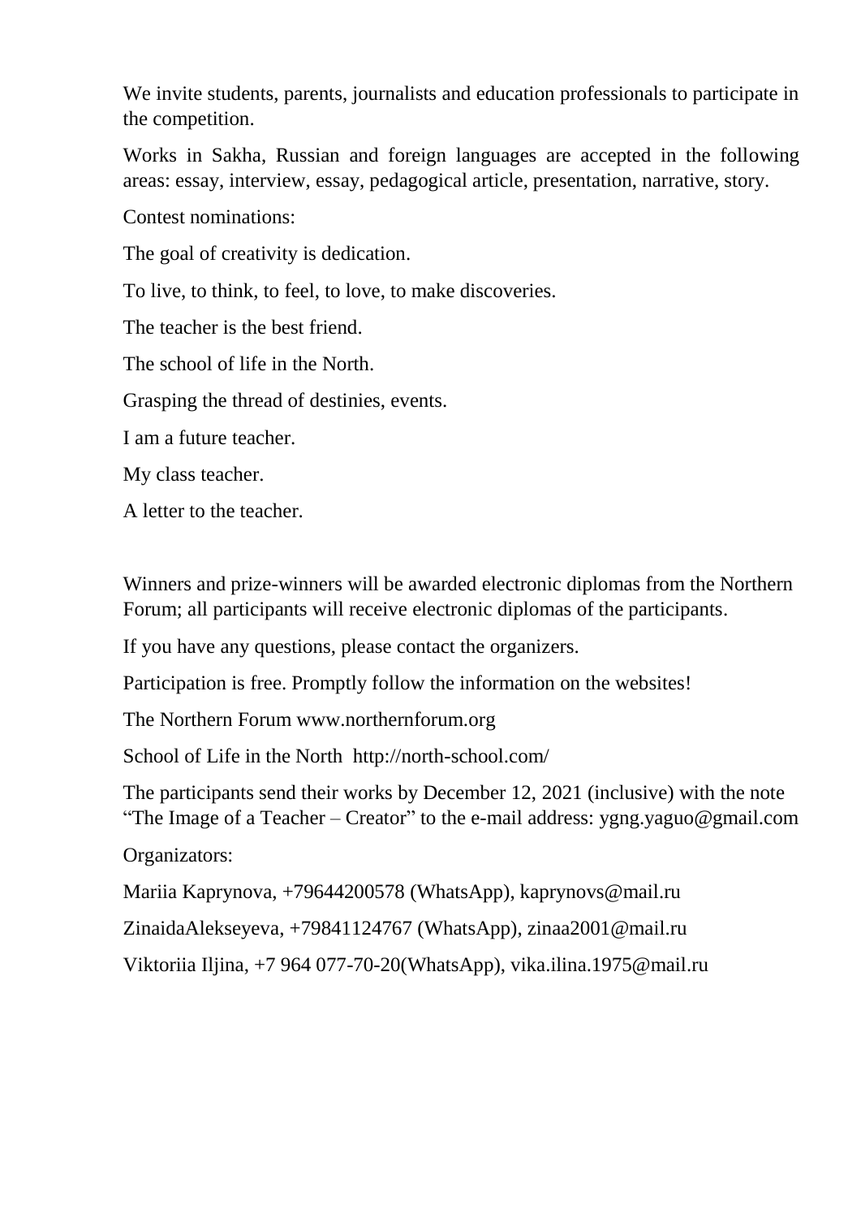We invite students, parents, journalists and education professionals to participate in the competition.

Works in Sakha, Russian and foreign languages are accepted in the following areas: essay, interview, essay, pedagogical article, presentation, narrative, story.

Contest nominations:

The goal of creativity is dedication.

To live, to think, to feel, to love, to make discoveries.

The teacher is the best friend.

The school of life in the North.

Grasping the thread of destinies, events.

I am a future teacher.

My class teacher.

A letter to the teacher.

Winners and prize-winners will be awarded electronic diplomas from the Northern Forum; all participants will receive electronic diplomas of the participants.

If you have any questions, please contact the organizers.

Participation is free. Promptly follow the information on the websites!

The Northern Forum www.northernforum.org

School of Life in the North http://north-school.com/

The participants send their works by December 12, 2021 (inclusive) with the note "The Image of a Teacher – Creator" to the e-mail address: ygng.yaguo@gmail.com

Organizators:

Mariia Kaprynova, +79644200578 (WhatsApp), kaprynovs@mail.ru

ZinaidaAlekseyeva, +79841124767 (WhatsApp), zinaa2001@mail.ru

Viktoriia Iljina, +7 964 077-70-20(WhatsApp), vika.ilina.1975@mail.ru